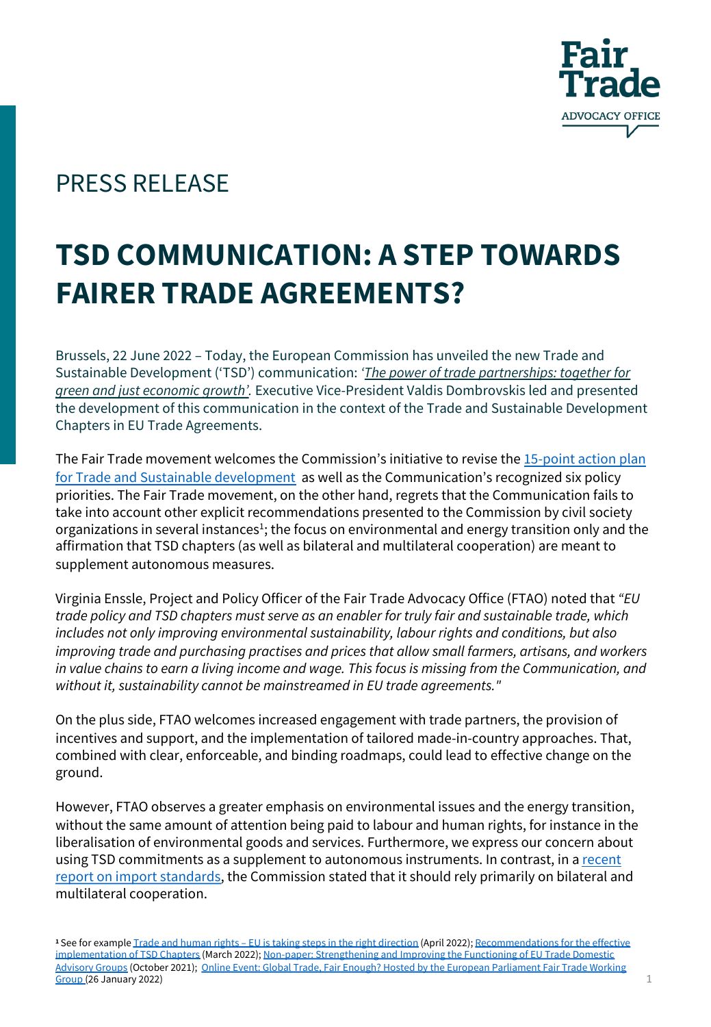Fair Trade
ADVOCACY OFFICE

PRESS RELEASE

# TSD COMMUNICATION: A STEP TOWARDS FAIRER TRADE AGREEMENTS?

Brussels, 22 June 2022 – Today, the European Commission has unveiled the new Trade and Sustainable Development ('TSD') communication: *'The power of trade partnerships: together for green and just economic growth'.* Executive Vice-President Valdis Dombrovskis led and presented the development of this communication in the context of the Trade and Sustainable Development Chapters in EU Trade Agreements.

The Fair Trade movement welcomes the Commission's initiative to revise the 15-point action plan for Trade and Sustainable development as well as the Communication's recognized six policy priorities. The Fair Trade movement, on the other hand, regrets that the Communication fails to take into account other explicit recommendations presented to the Commission by civil society organizations in several instances[1]; the focus on environmental and energy transition only and the affirmation that TSD chapters (as well as bilateral and multilateral cooperation) are meant to supplement autonomous measures.

Virginia Enssle, Project and Policy Officer of the Fair Trade Advocacy Office (FTAO) noted that *"EU trade policy and TSD chapters must serve as an enabler for truly fair and sustainable trade, which includes not only improving environmental sustainability, labour rights and conditions, but also improving trade and purchasing practises and prices that allow small farmers, artisans, and workers in value chains to earn a living income and wage. This focus is missing from the Communication, and without it, sustainability cannot be mainstreamed in EU trade agreements."*

On the plus side, FTAO welcomes increased engagement with trade partners, the provision of incentives and support, and the implementation of tailored made-in-country approaches. That, combined with clear, enforceable, and binding roadmaps, could lead to effective change on the ground.

However, FTAO observes a greater emphasis on environmental issues and the energy transition, without the same amount of attention being paid to labour and human rights, for instance in the liberalisation of environmental goods and services. Furthermore, we express our concern about using TSD commitments as a supplement to autonomous instruments. In contrast, in a recent report on import standards, the Commission stated that it should rely primarily on bilateral and multilateral cooperation.

[1] See for example Trade and human rights – EU is taking steps in the right direction (April 2022); Recommendations for the effective implementation of TSD Chapters (March 2022); Non-paper: Strengthening and Improving the Functioning of EU Trade Domestic Advisory Groups (October 2021); Online Event: Global Trade, Fair Enough? Hosted by the European Parliament Fair Trade Working Group (26 January 2022)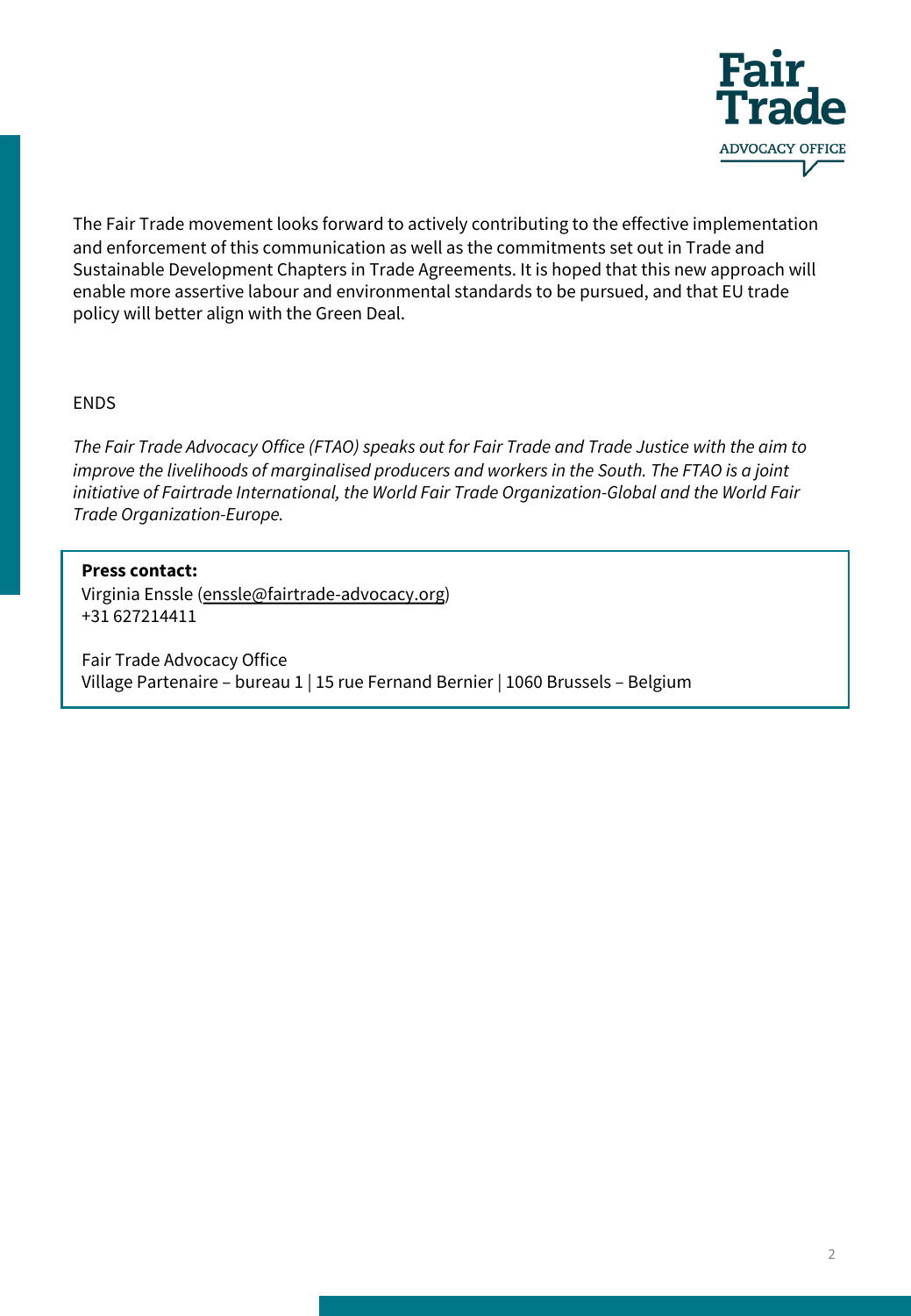The Fair Trade movement looks forward to actively contributing to the effective implementation and enforcement of this communication as well as the commitments set out in Trade and Sustainable Development Chapters in Trade Agreements. It is hoped that this new approach will enable more assertive labour and environmental standards to be pursued, and that EU trade policy will better align with the Green Deal.

ENDS

*The Fair Trade Advocacy Office (FTAO) speaks out for Fair Trade and Trade Justice with the aim to improve the livelihoods of marginalised producers and workers in the South. The FTAO is a joint initiative of Fairtrade International, the World Fair Trade Organization-Global and the World Fair Trade Organization-Europe.*

**Press contact:**
Virginia Enssle (enssle@fairtrade-advocacy.org)
+31 627214411

Fair Trade Advocacy Office
Village Partenaire – bureau 1 | 15 rue Fernand Bernier | 1060 Brussels – Belgium